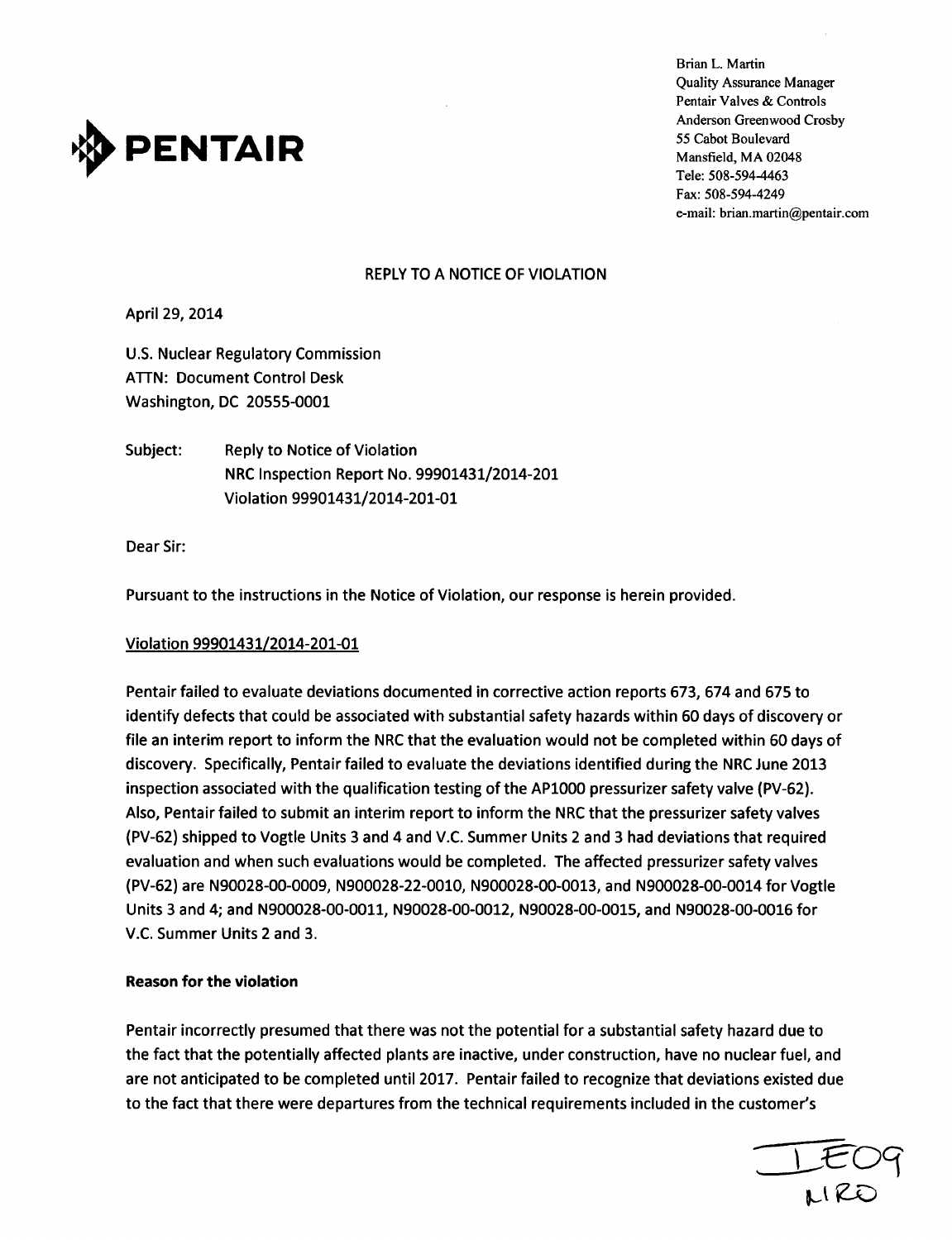**PENTAIR**

Brian L. Martin
Quality Assurance Manager
Pentair Valves & Controls
Anderson Greenwood Crosby
55 Cabot Boulevard
Mansfield, MA 02048
Tele: 508-594-4463
Fax: 508-594-4249
e-mail: brian.martin@pentair.com

## REPLY TO A NOTICE OF VIOLATION

April 29, 2014

U.S. Nuclear Regulatory Commission
ATTN: Document Control Desk
Washington, DC 20555-0001

Subject: Reply to Notice of Violation
NRC Inspection Report No. 99901431/2014-201
Violation 99901431/2014-201-01

Dear Sir:

Pursuant to the instructions in the Notice of Violation, our response is herein provided.

Violation 99901431/2014-201-01

Pentair failed to evaluate deviations documented in corrective action reports 673, 674 and 675 to identify defects that could be associated with substantial safety hazards within 60 days of discovery or file an interim report to inform the NRC that the evaluation would not be completed within 60 days of discovery. Specifically, Pentair failed to evaluate the deviations identified during the NRC June 2013 inspection associated with the qualification testing of the AP1000 pressurizer safety valve (PV-62). Also, Pentair failed to submit an interim report to inform the NRC that the pressurizer safety valves (PV-62) shipped to Vogtle Units 3 and 4 and V.C. Summer Units 2 and 3 had deviations that required evaluation and when such evaluations would be completed. The affected pressurizer safety valves (PV-62) are N90028-00-0009, N900028-22-0010, N900028-00-0013, and N900028-00-0014 for Vogtle Units 3 and 4; and N900028-00-0011, N90028-00-0012, N90028-00-0015, and N90028-00-0016 for V.C. Summer Units 2 and 3.

**Reason for the violation**

Pentair incorrectly presumed that there was not the potential for a substantial safety hazard due to the fact that the potentially affected plants are inactive, under construction, have no nuclear fuel, and are not anticipated to be completed until 2017. Pentair failed to recognize that deviations existed due to the fact that there were departures from the technical requirements included in the customer's

IE09
NRO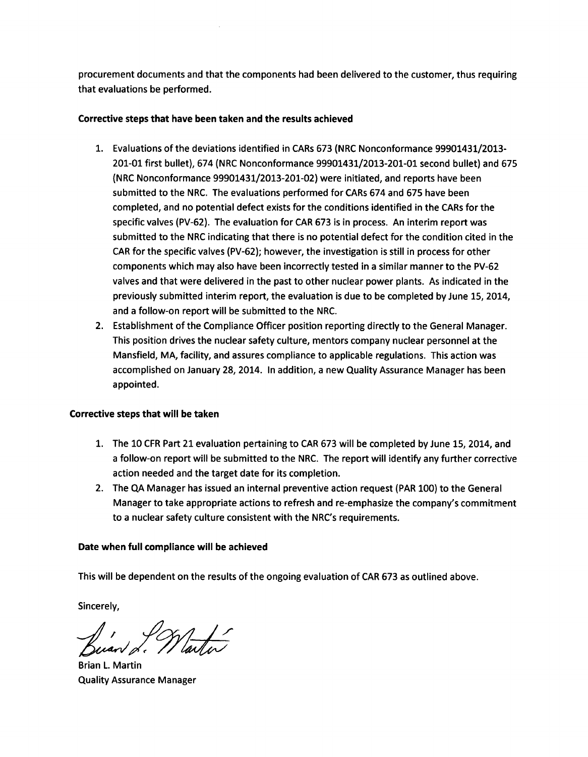procurement documents and that the components had been delivered to the customer, thus requiring that evaluations be performed.

**Corrective steps that have been taken and the results achieved**

1. Evaluations of the deviations identified in CARs 673 (NRC Nonconformance 99901431/2013-201-01 first bullet), 674 (NRC Nonconformance 99901431/2013-201-01 second bullet) and 675 (NRC Nonconformance 99901431/2013-201-02) were initiated, and reports have been submitted to the NRC. The evaluations performed for CARs 674 and 675 have been completed, and no potential defect exists for the conditions identified in the CARs for the specific valves (PV-62). The evaluation for CAR 673 is in process. An interim report was submitted to the NRC indicating that there is no potential defect for the condition cited in the CAR for the specific valves (PV-62); however, the investigation is still in process for other components which may also have been incorrectly tested in a similar manner to the PV-62 valves and that were delivered in the past to other nuclear power plants. As indicated in the previously submitted interim report, the evaluation is due to be completed by June 15, 2014, and a follow-on report will be submitted to the NRC.
2. Establishment of the Compliance Officer position reporting directly to the General Manager. This position drives the nuclear safety culture, mentors company nuclear personnel at the Mansfield, MA, facility, and assures compliance to applicable regulations. This action was accomplished on January 28, 2014. In addition, a new Quality Assurance Manager has been appointed.

**Corrective steps that will be taken**

1. The 10 CFR Part 21 evaluation pertaining to CAR 673 will be completed by June 15, 2014, and a follow-on report will be submitted to the NRC. The report will identify any further corrective action needed and the target date for its completion.
2. The QA Manager has issued an internal preventive action request (PAR 100) to the General Manager to take appropriate actions to refresh and re-emphasize the company's commitment to a nuclear safety culture consistent with the NRC's requirements.

**Date when full compliance will be achieved**

This will be dependent on the results of the ongoing evaluation of CAR 673 as outlined above.

Sincerely,

Brian L. Martin
Quality Assurance Manager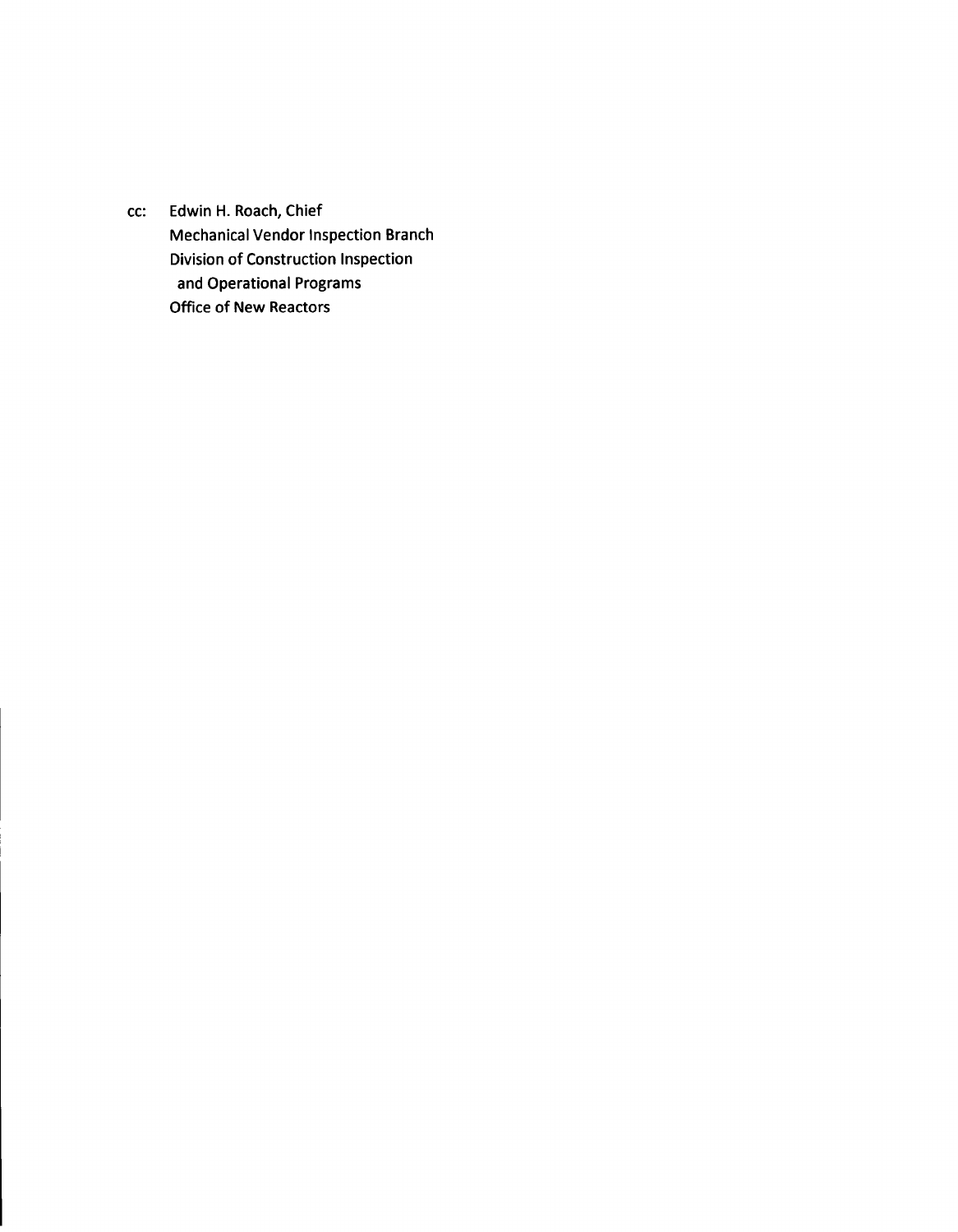cc: Edwin H. Roach, Chief
Mechanical Vendor Inspection Branch
Division of Construction Inspection
and Operational Programs
Office of New Reactors